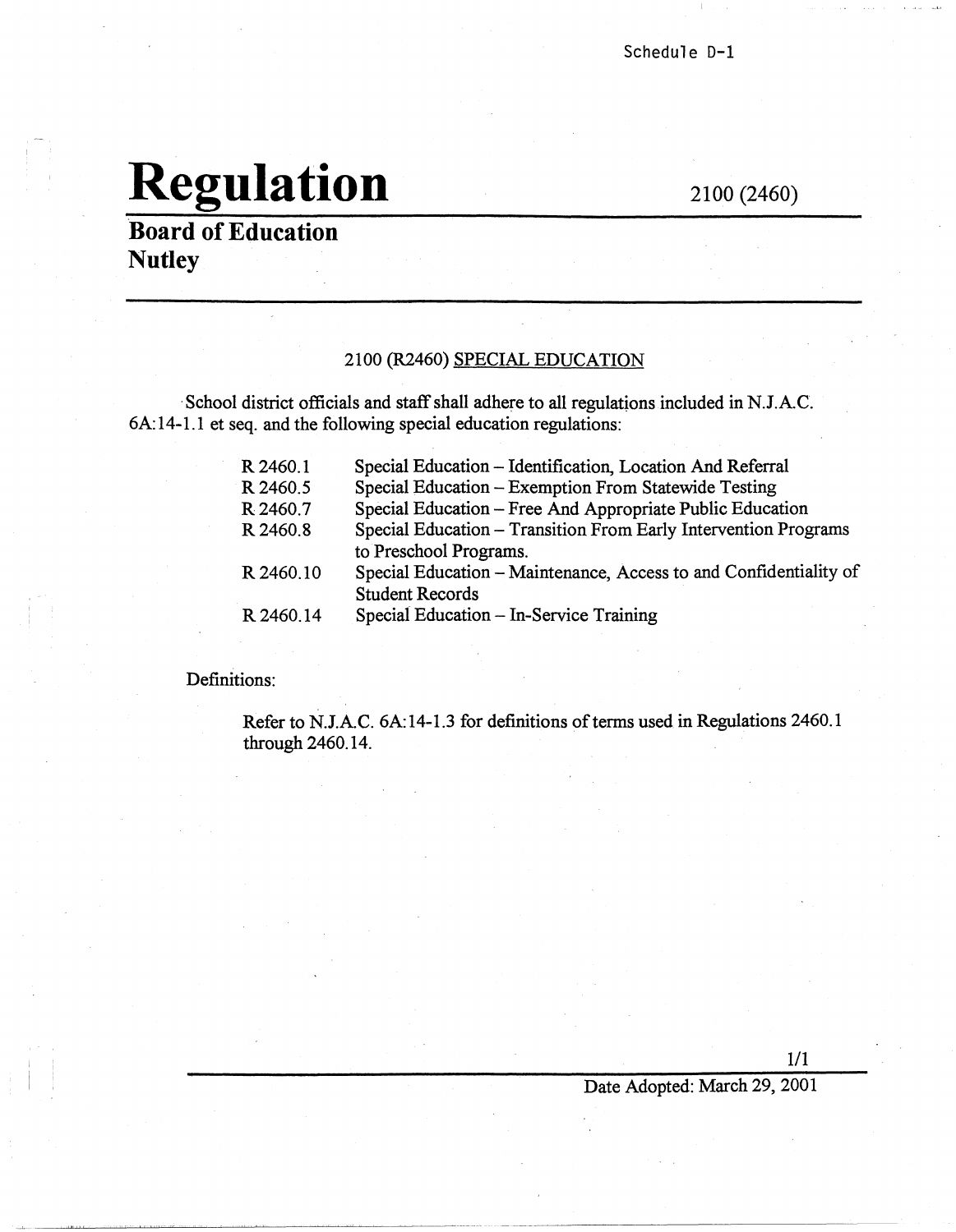Schedule D-1

# Regulation

2100 (2460)

**Board of Education**
**Nutley**

## 2100 (R2460) SPECIAL EDUCATION

School district officials and staff shall adhere to all regulations included in N.J.A.C. 6A:14-1.1 et seq. and the following special education regulations:

| | |
|---|---|
| R 2460.1 | Special Education – Identification, Location And Referral |
| R 2460.5 | Special Education – Exemption From Statewide Testing |
| R 2460.7 | Special Education – Free And Appropriate Public Education |
| R 2460.8 | Special Education – Transition From Early Intervention Programs to Preschool Programs. |
| R 2460.10 | Special Education – Maintenance, Access to and Confidentiality of Student Records |
| R 2460.14 | Special Education – In-Service Training |

Definitions:

Refer to N.J.A.C. 6A:14-1.3 for definitions of terms used in Regulations 2460.1 through 2460.14.

Date Adopted: March 29, 2001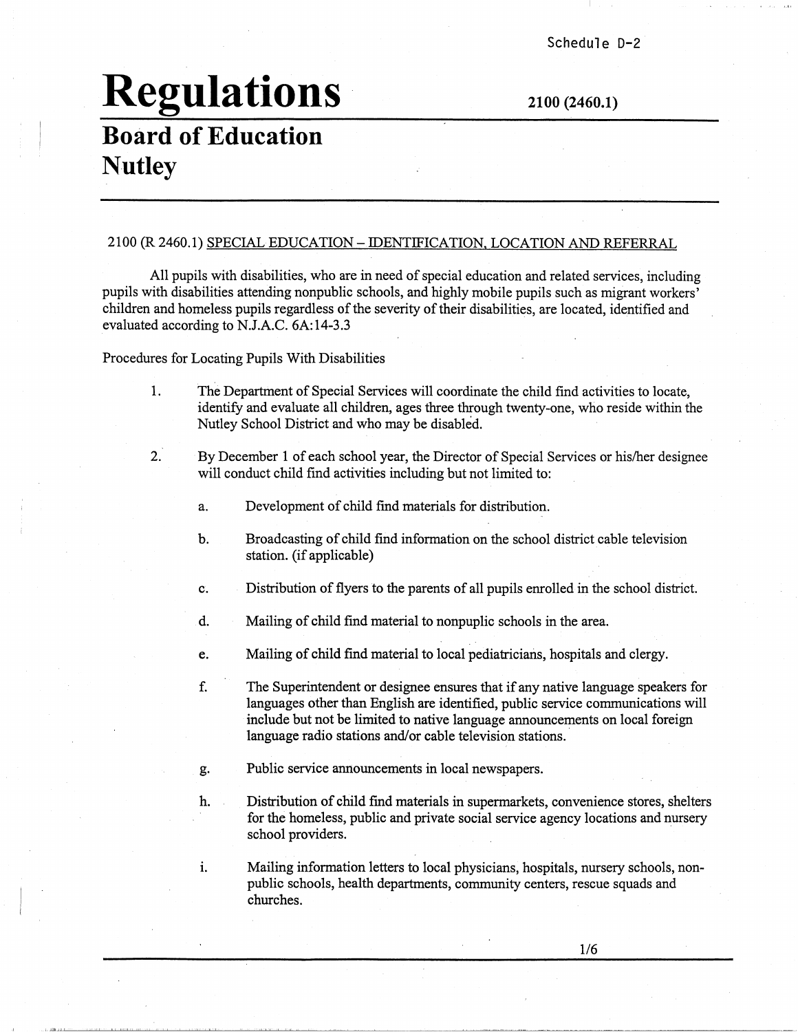Schedule D-2

# Regulations

**2100 (2460.1)**

## Board of Education Nutley

2100 (R 2460.1) SPECIAL EDUCATION – IDENTIFICATION, LOCATION AND REFERRAL

All pupils with disabilities, who are in need of special education and related services, including pupils with disabilities attending nonpublic schools, and highly mobile pupils such as migrant workers' children and homeless pupils regardless of the severity of their disabilities, are located, identified and evaluated according to N.J.A.C. 6A:14-3.3

Procedures for Locating Pupils With Disabilities

1. The Department of Special Services will coordinate the child find activities to locate, identify and evaluate all children, ages three through twenty-one, who reside within the Nutley School District and who may be disabled.

2. By December 1 of each school year, the Director of Special Services or his/her designee will conduct child find activities including but not limited to:

   a. Development of child find materials for distribution.

   b. Broadcasting of child find information on the school district cable television station. (if applicable)

   c. Distribution of flyers to the parents of all pupils enrolled in the school district.

   d. Mailing of child find material to nonpuplic schools in the area.

   e. Mailing of child find material to local pediatricians, hospitals and clergy.

   f. The Superintendent or designee ensures that if any native language speakers for languages other than English are identified, public service communications will include but not be limited to native language announcements on local foreign language radio stations and/or cable television stations.

   g. Public service announcements in local newspapers.

   h. Distribution of child find materials in supermarkets, convenience stores, shelters for the homeless, public and private social service agency locations and nursery school providers.

   i. Mailing information letters to local physicians, hospitals, nursery schools, non-public schools, health departments, community centers, rescue squads and churches.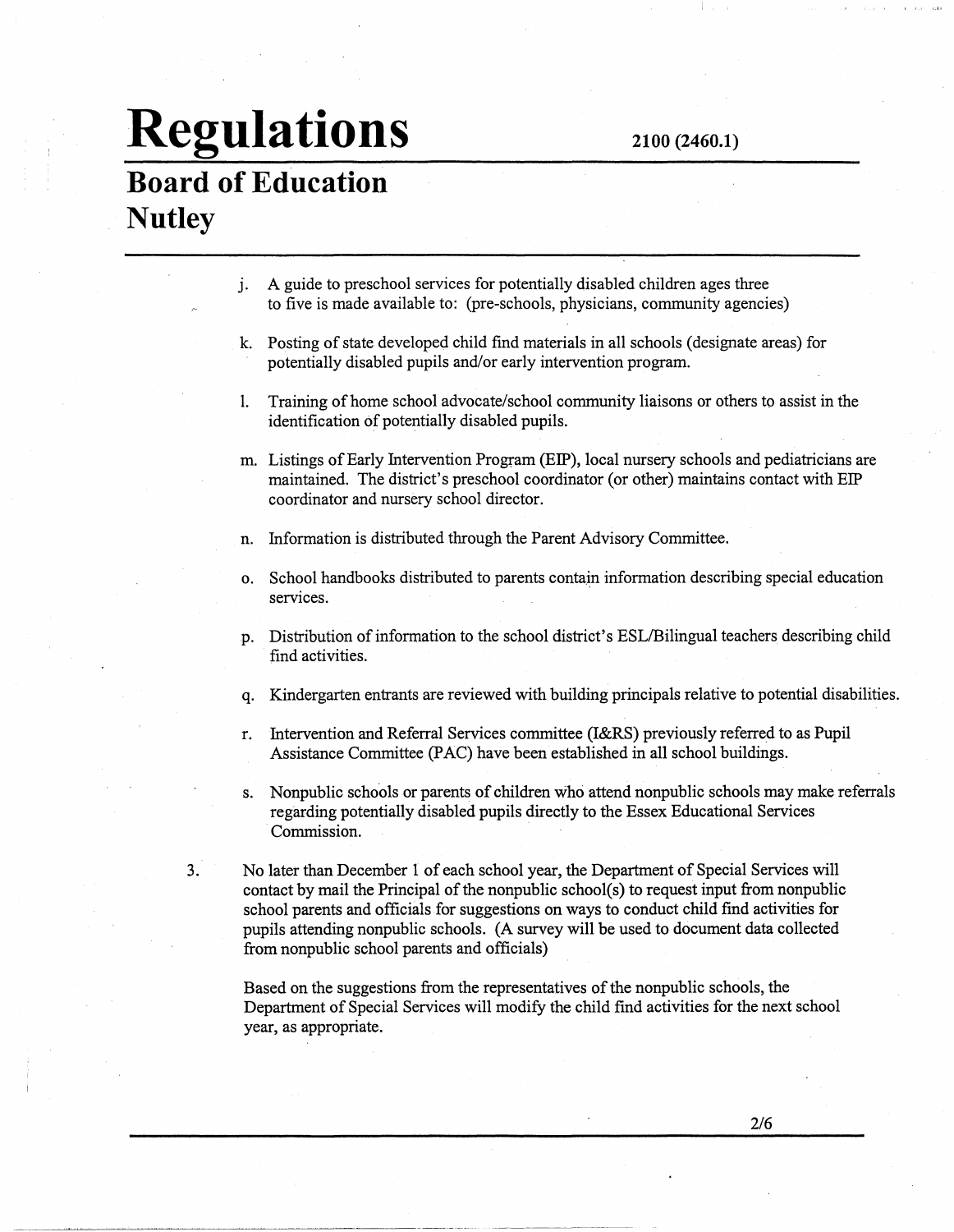j. A guide to preschool services for potentially disabled children ages three to five is made available to: (pre-schools, physicians, community agencies)

k. Posting of state developed child find materials in all schools (designate areas) for potentially disabled pupils and/or early intervention program.

l. Training of home school advocate/school community liaisons or others to assist in the identification of potentially disabled pupils.

m. Listings of Early Intervention Program (EIP), local nursery schools and pediatricians are maintained. The district's preschool coordinator (or other) maintains contact with EIP coordinator and nursery school director.

n. Information is distributed through the Parent Advisory Committee.

o. School handbooks distributed to parents contain information describing special education services.

p. Distribution of information to the school district's ESL/Bilingual teachers describing child find activities.

q. Kindergarten entrants are reviewed with building principals relative to potential disabilities.

r. Intervention and Referral Services committee (I&RS) previously referred to as Pupil Assistance Committee (PAC) have been established in all school buildings.

s. Nonpublic schools or parents of children who attend nonpublic schools may make referrals regarding potentially disabled pupils directly to the Essex Educational Services Commission.

3. No later than December 1 of each school year, the Department of Special Services will contact by mail the Principal of the nonpublic school(s) to request input from nonpublic school parents and officials for suggestions on ways to conduct child find activities for pupils attending nonpublic schools. (A survey will be used to document data collected from nonpublic school parents and officials)

   Based on the suggestions from the representatives of the nonpublic schools, the Department of Special Services will modify the child find activities for the next school year, as appropriate.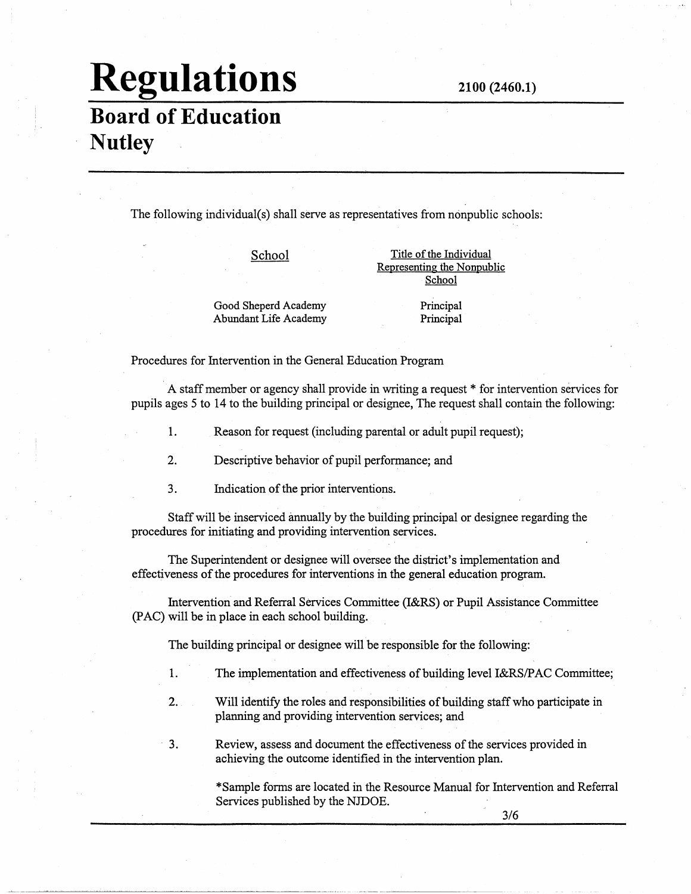# Regulations

2100 (2460.1)

## Board of Education
## Nutley

The following individual(s) shall serve as representatives from nonpublic schools:

| School | Title of the Individual Representing the Nonpublic School |
|---|---|
| Good Sheperd Academy | Principal |
| Abundant Life Academy | Principal |

Procedures for Intervention in the General Education Program

A staff member or agency shall provide in writing a request * for intervention services for pupils ages 5 to 14 to the building principal or designee, The request shall contain the following:

1. Reason for request (including parental or adult pupil request);
2. Descriptive behavior of pupil performance; and
3. Indication of the prior interventions.

Staff will be inserviced annually by the building principal or designee regarding the procedures for initiating and providing intervention services.

The Superintendent or designee will oversee the district's implementation and effectiveness of the procedures for interventions in the general education program.

Intervention and Referral Services Committee (I&RS) or Pupil Assistance Committee (PAC) will be in place in each school building.

The building principal or designee will be responsible for the following:

1. The implementation and effectiveness of building level I&RS/PAC Committee;
2. Will identify the roles and responsibilities of building staff who participate in planning and providing intervention services; and
3. Review, assess and document the effectiveness of the services provided in achieving the outcome identified in the intervention plan.

*Sample forms are located in the Resource Manual for Intervention and Referral Services published by the NJDOE.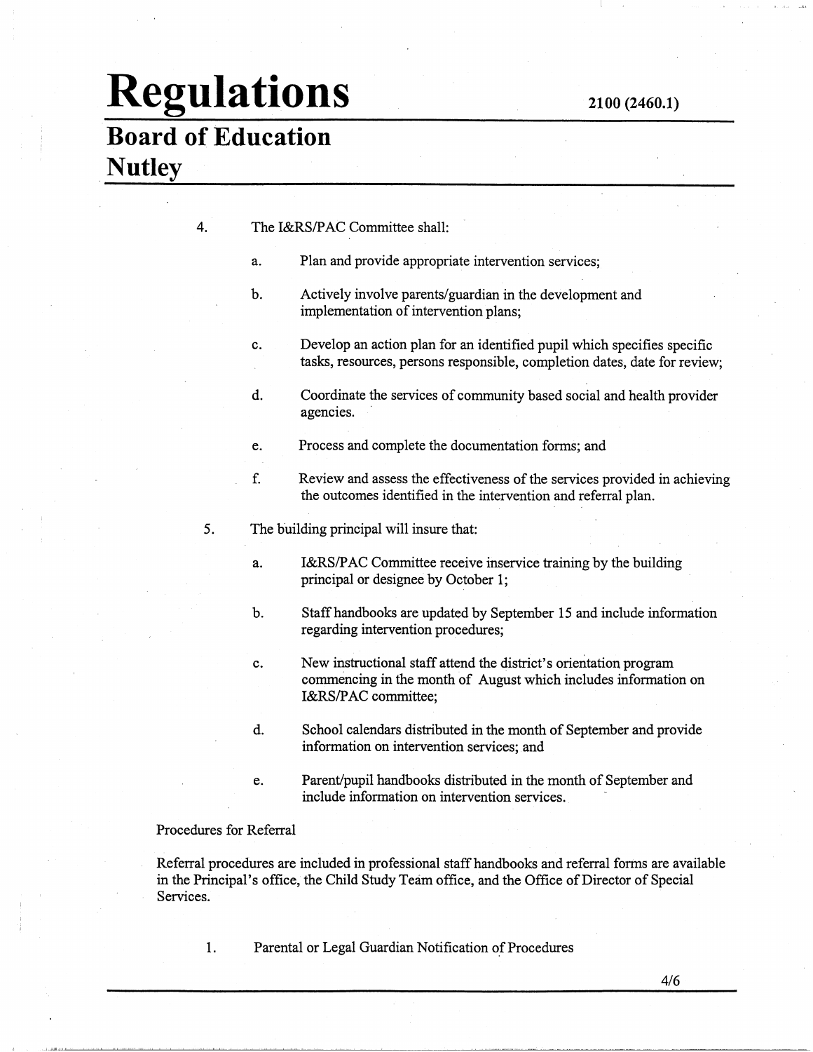4. The I&RS/PAC Committee shall:

   a. Plan and provide appropriate intervention services;

   b. Actively involve parents/guardian in the development and implementation of intervention plans;

   c. Develop an action plan for an identified pupil which specifies specific tasks, resources, persons responsible, completion dates, date for review;

   d. Coordinate the services of community based social and health provider agencies.

   e. Process and complete the documentation forms; and

   f. Review and assess the effectiveness of the services provided in achieving the outcomes identified in the intervention and referral plan.

5. The building principal will insure that:

   a. I&RS/PAC Committee receive inservice training by the building principal or designee by October 1;

   b. Staff handbooks are updated by September 15 and include information regarding intervention procedures;

   c. New instructional staff attend the district's orientation program commencing in the month of August which includes information on I&RS/PAC committee;

   d. School calendars distributed in the month of September and provide information on intervention services; and

   e. Parent/pupil handbooks distributed in the month of September and include information on intervention services.

Procedures for Referral

Referral procedures are included in professional staff handbooks and referral forms are available in the Principal's office, the Child Study Team office, and the Office of Director of Special Services.

1. Parental or Legal Guardian Notification of Procedures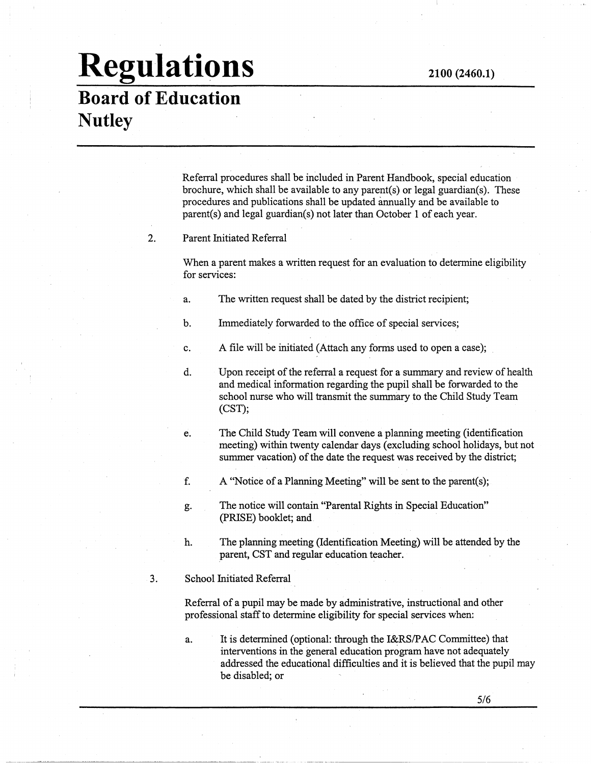Referral procedures shall be included in Parent Handbook, special education brochure, which shall be available to any parent(s) or legal guardian(s). These procedures and publications shall be updated annually and be available to parent(s) and legal guardian(s) not later than October 1 of each year.

2. Parent Initiated Referral

   When a parent makes a written request for an evaluation to determine eligibility for services:

   a. The written request shall be dated by the district recipient;

   b. Immediately forwarded to the office of special services;

   c. A file will be initiated (Attach any forms used to open a case);

   d. Upon receipt of the referral a request for a summary and review of health and medical information regarding the pupil shall be forwarded to the school nurse who will transmit the summary to the Child Study Team (CST);

   e. The Child Study Team will convene a planning meeting (identification meeting) within twenty calendar days (excluding school holidays, but not summer vacation) of the date the request was received by the district;

   f. A "Notice of a Planning Meeting" will be sent to the parent(s);

   g. The notice will contain "Parental Rights in Special Education" (PRISE) booklet; and

   h. The planning meeting (Identification Meeting) will be attended by the parent, CST and regular education teacher.

3. School Initiated Referral

   Referral of a pupil may be made by administrative, instructional and other professional staff to determine eligibility for special services when:

   a. It is determined (optional: through the I&RS/PAC Committee) that interventions in the general education program have not adequately addressed the educational difficulties and it is believed that the pupil may be disabled; or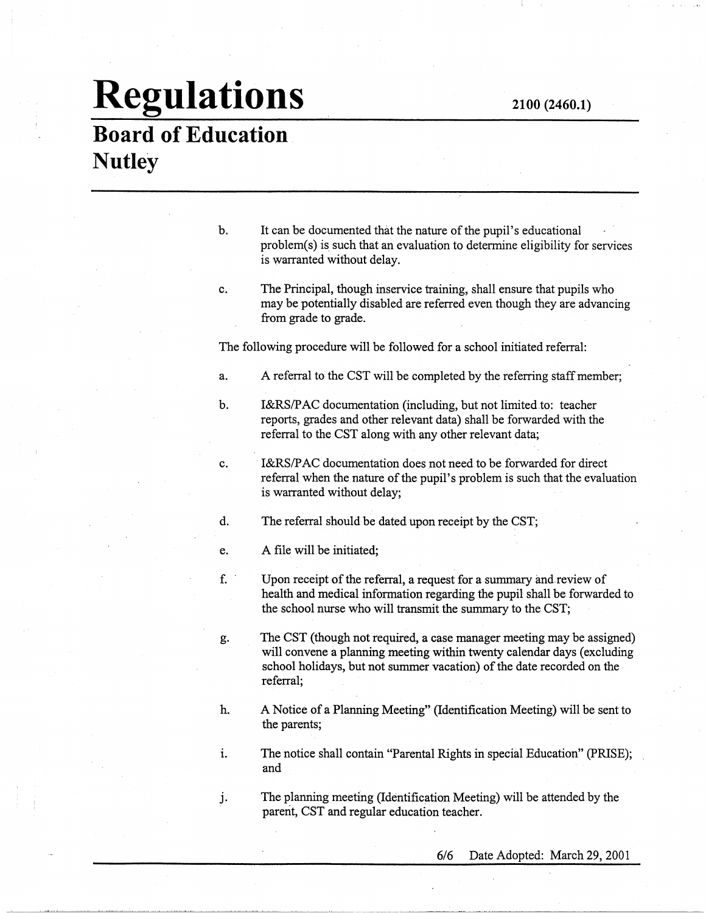b. It can be documented that the nature of the pupil's educational problem(s) is such that an evaluation to determine eligibility for services is warranted without delay.

c. The Principal, though inservice training, shall ensure that pupils who may be potentially disabled are referred even though they are advancing from grade to grade.

The following procedure will be followed for a school initiated referral:

a. A referral to the CST will be completed by the referring staff member;

b. I&RS/PAC documentation (including, but not limited to: teacher reports, grades and other relevant data) shall be forwarded with the referral to the CST along with any other relevant data;

c. I&RS/PAC documentation does not need to be forwarded for direct referral when the nature of the pupil's problem is such that the evaluation is warranted without delay;

d. The referral should be dated upon receipt by the CST;

e. A file will be initiated;

f. Upon receipt of the referral, a request for a summary and review of health and medical information regarding the pupil shall be forwarded to the school nurse who will transmit the summary to the CST;

g. The CST (though not required, a case manager meeting may be assigned) will convene a planning meeting within twenty calendar days (excluding school holidays, but not summer vacation) of the date recorded on the referral;

h. A Notice of a Planning Meeting" (Identification Meeting) will be sent to the parents;

i. The notice shall contain "Parental Rights in special Education" (PRISE); and

j. The planning meeting (Identification Meeting) will be attended by the parent, CST and regular education teacher.

Date Adopted: March 29, 2001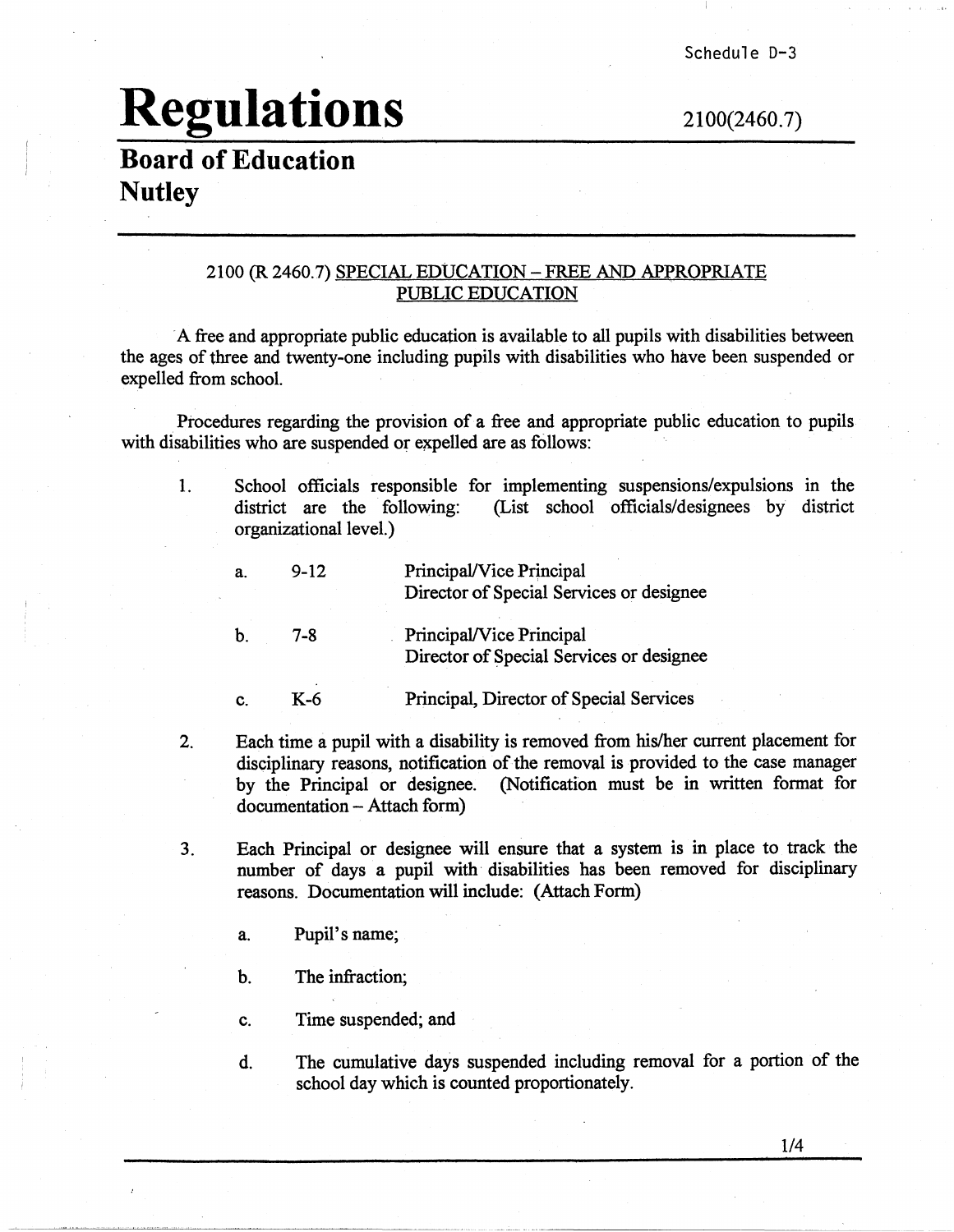Schedule D-3

# Regulations

2100(2460.7)

## Board of Education
## Nutley

### 2100 (R 2460.7) SPECIAL EDUCATION – FREE AND APPROPRIATE PUBLIC EDUCATION

A free and appropriate public education is available to all pupils with disabilities between the ages of three and twenty-one including pupils with disabilities who have been suspended or expelled from school.

Procedures regarding the provision of a free and appropriate public education to pupils with disabilities who are suspended or expelled are as follows:

1. School officials responsible for implementing suspensions/expulsions in the district are the following: (List school officials/designees by district organizational level.)

   a. 9-12 Principal/Vice Principal
      Director of Special Services or designee

   b. 7-8 Principal/Vice Principal
      Director of Special Services or designee

   c. K-6 Principal, Director of Special Services

2. Each time a pupil with a disability is removed from his/her current placement for disciplinary reasons, notification of the removal is provided to the case manager by the Principal or designee. (Notification must be in written format for documentation – Attach form)

3. Each Principal or designee will ensure that a system is in place to track the number of days a pupil with disabilities has been removed for disciplinary reasons. Documentation will include: (Attach Form)

   a. Pupil's name;

   b. The infraction;

   c. Time suspended; and

   d. The cumulative days suspended including removal for a portion of the school day which is counted proportionately.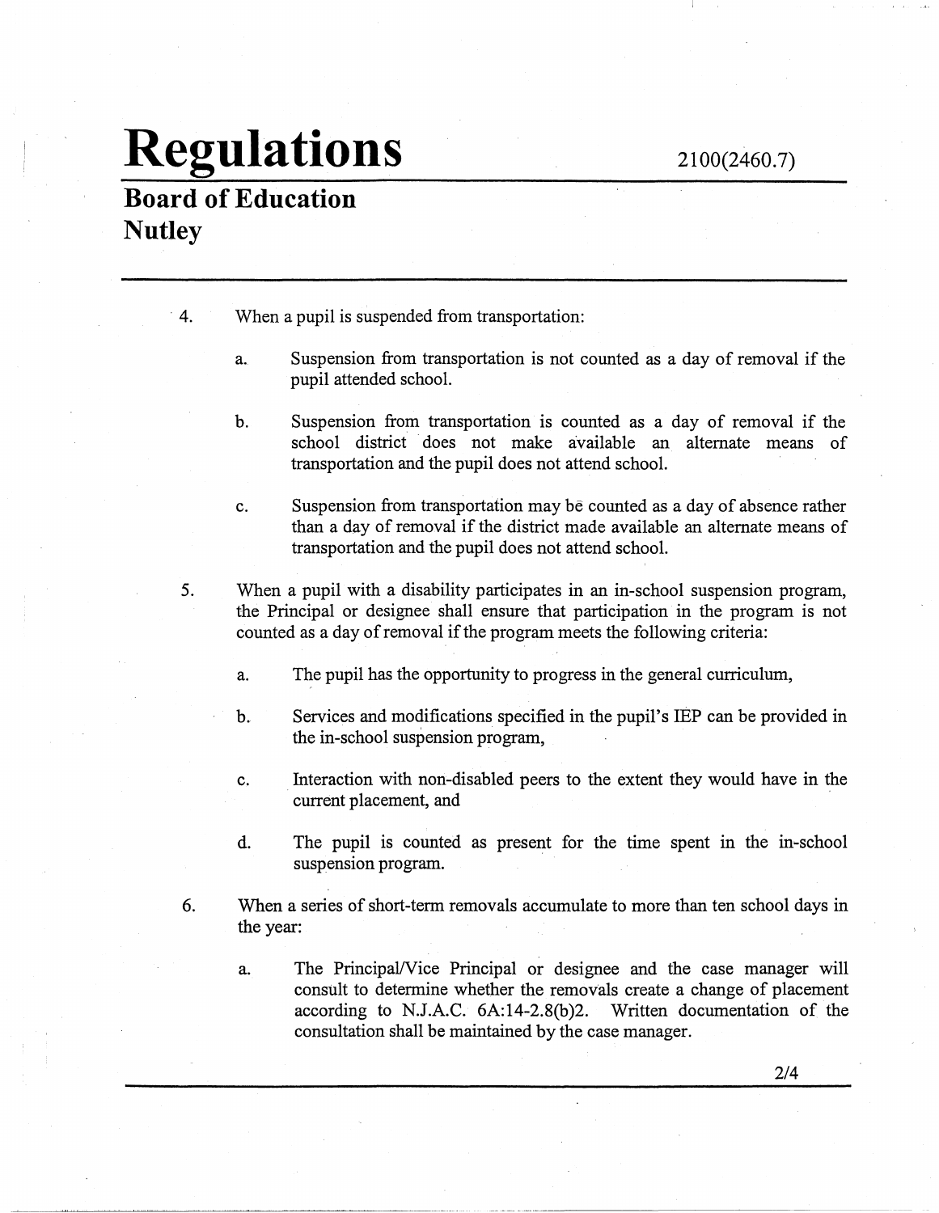4. When a pupil is suspended from transportation:

    a. Suspension from transportation is not counted as a day of removal if the pupil attended school.

    b. Suspension from transportation is counted as a day of removal if the school district does not make available an alternate means of transportation and the pupil does not attend school.

    c. Suspension from transportation may be counted as a day of absence rather than a day of removal if the district made available an alternate means of transportation and the pupil does not attend school.

5. When a pupil with a disability participates in an in-school suspension program, the Principal or designee shall ensure that participation in the program is not counted as a day of removal if the program meets the following criteria:

    a. The pupil has the opportunity to progress in the general curriculum,

    b. Services and modifications specified in the pupil's IEP can be provided in the in-school suspension program,

    c. Interaction with non-disabled peers to the extent they would have in the current placement, and

    d. The pupil is counted as present for the time spent in the in-school suspension program.

6. When a series of short-term removals accumulate to more than ten school days in the year:

    a. The Principal/Vice Principal or designee and the case manager will consult to determine whether the removals create a change of placement according to N.J.A.C. 6A:14-2.8(b)2. Written documentation of the consultation shall be maintained by the case manager.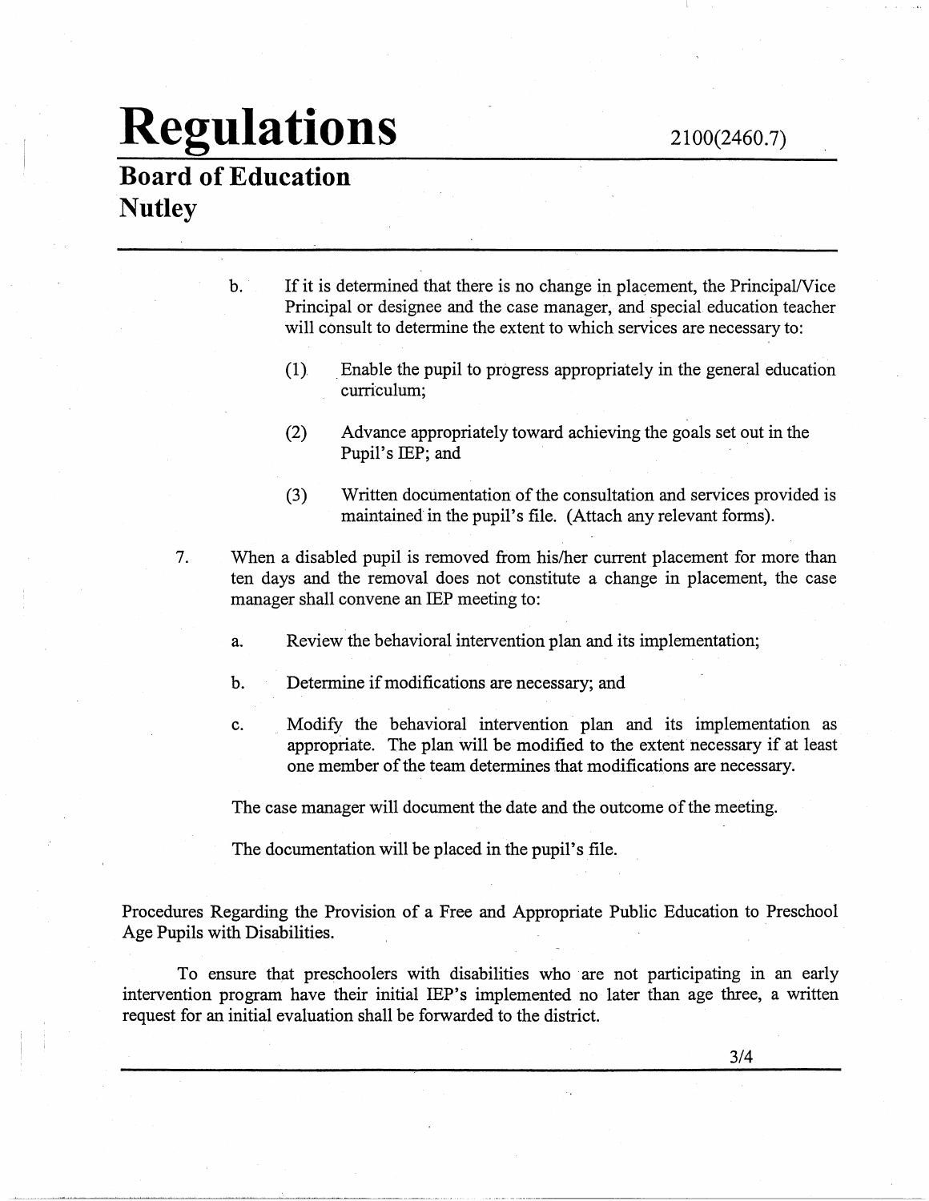b. If it is determined that there is no change in placement, the Principal/Vice Principal or designee and the case manager, and special education teacher will consult to determine the extent to which services are necessary to:

   (1) Enable the pupil to progress appropriately in the general education curriculum;

   (2) Advance appropriately toward achieving the goals set out in the Pupil's IEP; and

   (3) Written documentation of the consultation and services provided is maintained in the pupil's file. (Attach any relevant forms).

7. When a disabled pupil is removed from his/her current placement for more than ten days and the removal does not constitute a change in placement, the case manager shall convene an IEP meeting to:

   a. Review the behavioral intervention plan and its implementation;

   b. Determine if modifications are necessary; and

   c. Modify the behavioral intervention plan and its implementation as appropriate. The plan will be modified to the extent necessary if at least one member of the team determines that modifications are necessary.

   The case manager will document the date and the outcome of the meeting.

   The documentation will be placed in the pupil's file.

Procedures Regarding the Provision of a Free and Appropriate Public Education to Preschool Age Pupils with Disabilities.

To ensure that preschoolers with disabilities who are not participating in an early intervention program have their initial IEP's implemented no later than age three, a written request for an initial evaluation shall be forwarded to the district.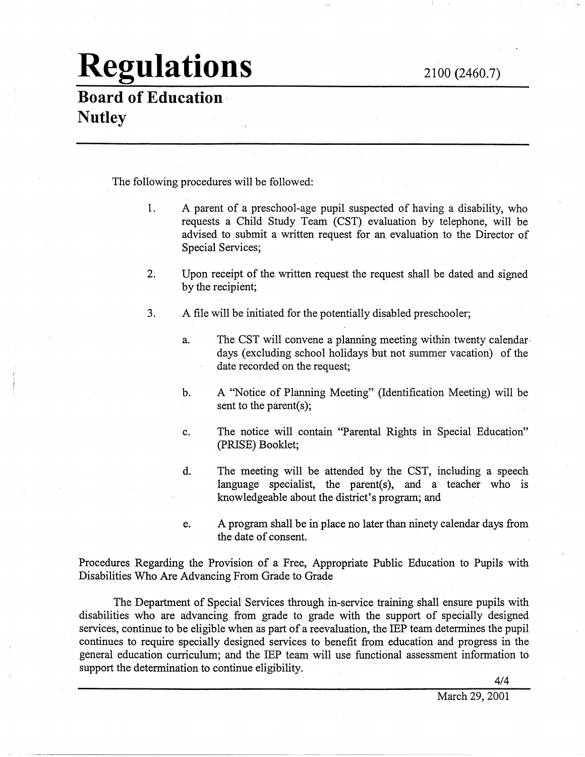The following procedures will be followed:

1. A parent of a preschool-age pupil suspected of having a disability, who requests a Child Study Team (CST) evaluation by telephone, will be advised to submit a written request for an evaluation to the Director of Special Services;

2. Upon receipt of the written request the request shall be dated and signed by the recipient;

3. A file will be initiated for the potentially disabled preschooler;

   a. The CST will convene a planning meeting within twenty calendar days (excluding school holidays but not summer vacation) of the date recorded on the request;

   b. A "Notice of Planning Meeting" (Identification Meeting) will be sent to the parent(s);

   c. The notice will contain "Parental Rights in Special Education" (PRISE) Booklet;

   d. The meeting will be attended by the CST, including a speech language specialist, the parent(s), and a teacher who is knowledgeable about the district's program; and

   e. A program shall be in place no later than ninety calendar days from the date of consent.

Procedures Regarding the Provision of a Free, Appropriate Public Education to Pupils with Disabilities Who Are Advancing From Grade to Grade

The Department of Special Services through in-service training shall ensure pupils with disabilities who are advancing from grade to grade with the support of specially designed services, continue to be eligible when as part of a reevaluation, the IEP team determines the pupil continues to require specially designed services to benefit from education and progress in the general education curriculum; and the IEP team will use functional assessment information to support the determination to continue eligibility.

March 29, 2001